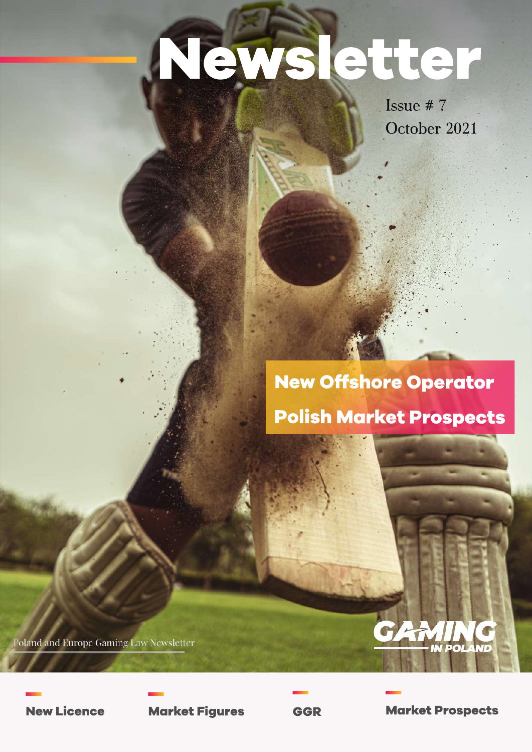# Newsletter

Issue # 7
October 2021

**New Offshore Operator**

**Polish Market Prospects**

Poland and Europe Gaming Law Newsletter

GAMING IN POLAND

**New Licence**

**Market Figures**

**GGR**

**Market Prospects**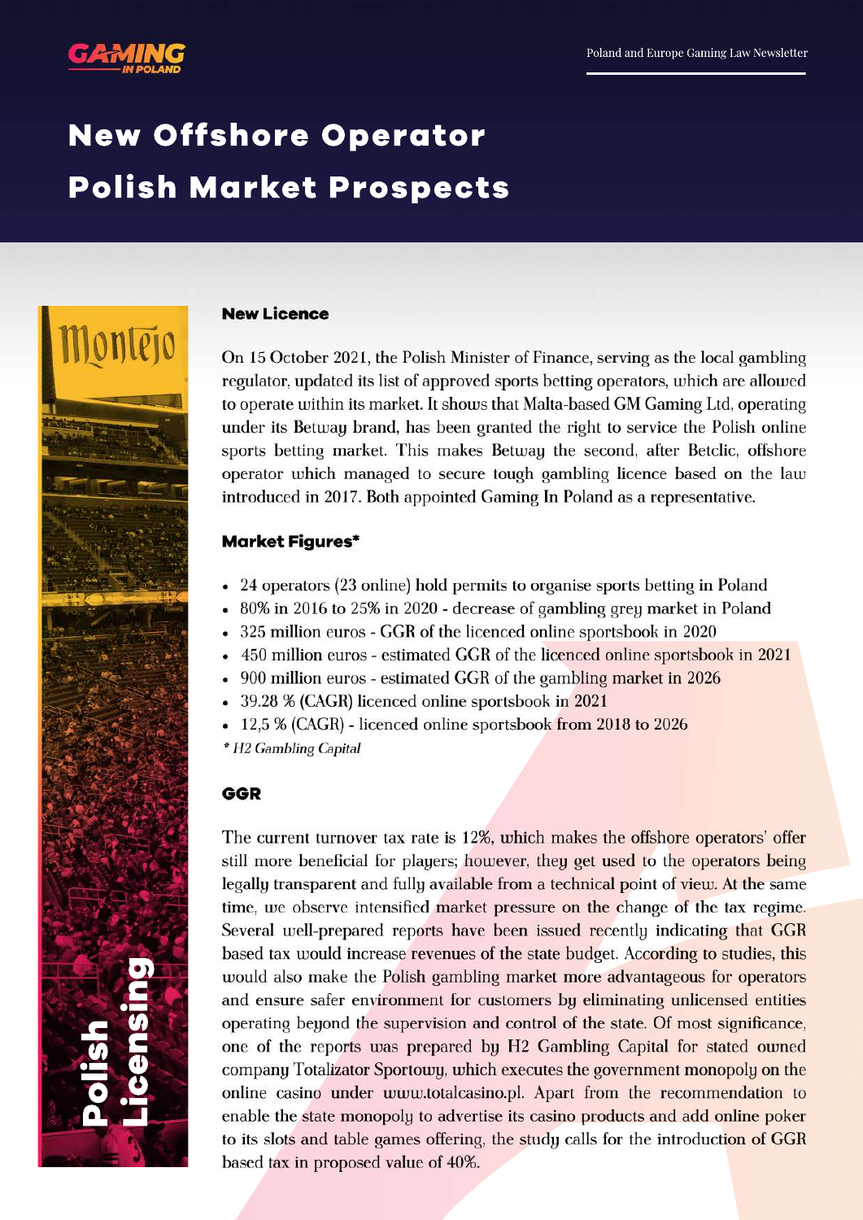# New Offshore Operator
# Polish Market Prospects

## New Licence

On 15 October 2021, the Polish Minister of Finance, serving as the local gambling regulator, updated its list of approved sports betting operators, which are allowed to operate within its market. It shows that Malta-based GM Gaming Ltd, operating under its Betway brand, has been granted the right to service the Polish online sports betting market. This makes Betway the second, after Betclic, offshore operator which managed to secure tough gambling licence based on the law introduced in 2017. Both appointed Gaming In Poland as a representative.

## Market Figures*

- 24 operators (23 online) hold permits to organise sports betting in Poland
- 80% in 2016 to 25% in 2020 - decrease of gambling grey market in Poland
- 325 million euros - GGR of the licenced online sportsbook in 2020
- 450 million euros - estimated GGR of the licenced online sportsbook in 2021
- 900 million euros - estimated GGR of the gambling market in 2026
- 39.28 % (CAGR) licenced online sportsbook in 2021
- 12,5 % (CAGR) - licenced online sportsbook from 2018 to 2026

*\* H2 Gambling Capital*

## GGR

The current turnover tax rate is 12%, which makes the offshore operators' offer still more beneficial for players; however, they get used to the operators being legally transparent and fully available from a technical point of view. At the same time, we observe intensified market pressure on the change of the tax regime. Several well-prepared reports have been issued recently indicating that GGR based tax would increase revenues of the state budget. According to studies, this would also make the Polish gambling market more advantageous for operators and ensure safer environment for customers by eliminating unlicensed entities operating beyond the supervision and control of the state. Of most significance, one of the reports was prepared by H2 Gambling Capital for stated owned company Totalizator Sportowy, which executes the government monopoly on the online casino under www.totalcasino.pl. Apart from the recommendation to enable the state monopoly to advertise its casino products and add online poker to its slots and table games offering, the study calls for the introduction of GGR based tax in proposed value of 40%.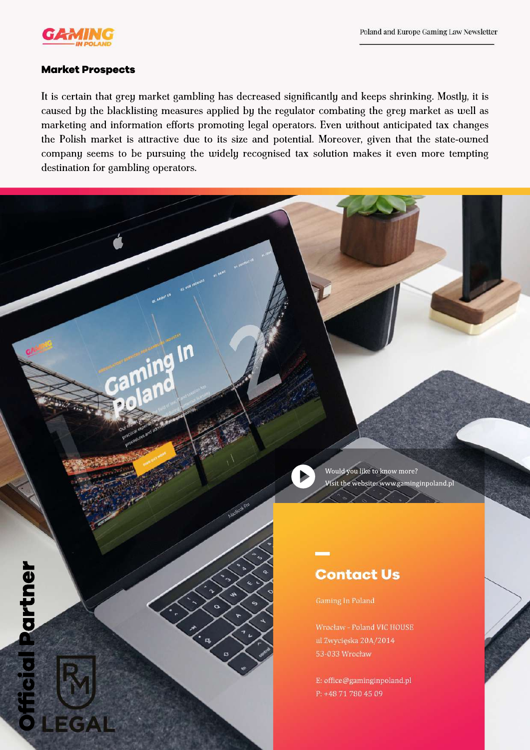## Market Prospects

It is certain that grey market gambling has decreased significantly and keeps shrinking. Mostly, it is caused by the blacklisting measures applied by the regulator combating the grey market as well as marketing and information efforts promoting legal operators. Even without anticipated tax changes the Polish market is attractive due to its size and potential. Moreover, given that the state-owned company seems to be pursuing the widely recognised tax solution makes it even more tempting destination for gambling operators.

Would you like to know more?
Visit the website: www.gaminginpoland.pl

## Contact Us

Gaming In Poland

Wrocław - Poland VIC HOUSE
ul Zwycięska 20A/2014
53-033 Wrocław

E: office@gaminginpoland.pl
P: +48 71 780 45 09

Official Partner

LEGAL